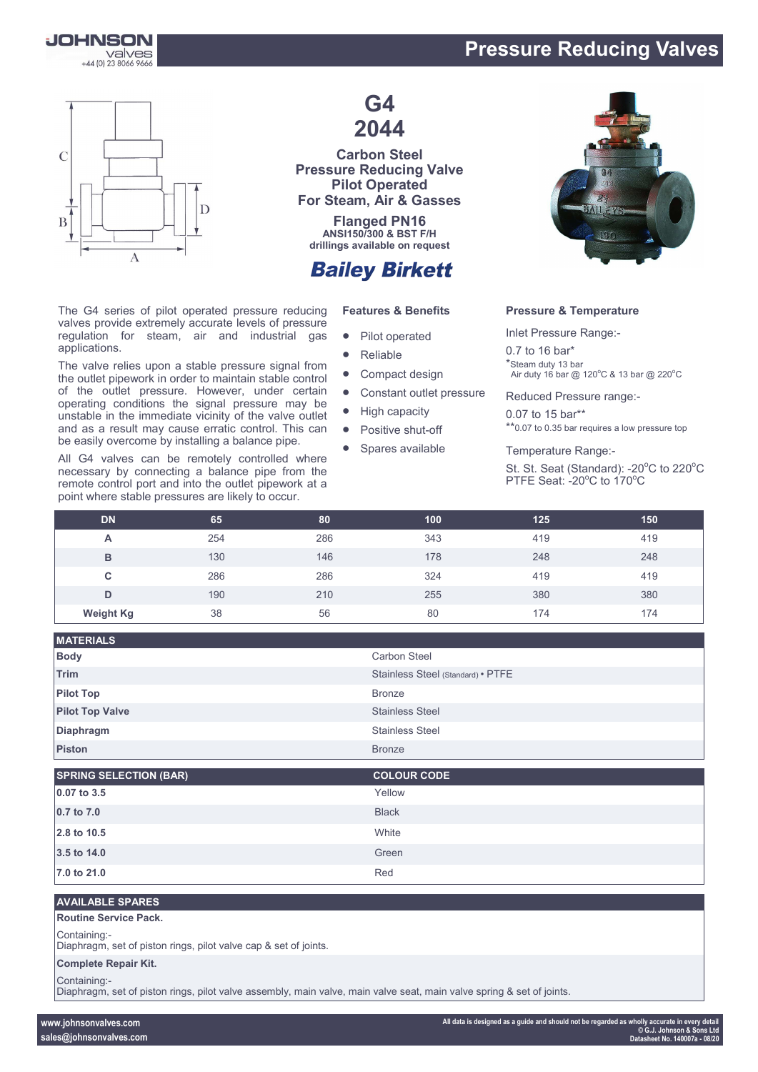# Pressure Reducing Valves

## G4 2044

### Carbon Steel Pressure Reducing Valve Pilot Operated For Steam, Air & Gasses

**Flanged PN16**
ANSI150/300 & BST F/H drillings available on request

**Bailey Birkett**

The G4 series of pilot operated pressure reducing valves provide extremely accurate levels of pressure regulation for steam, air and industrial gas applications.

The valve relies upon a stable pressure signal from the outlet pipework in order to maintain stable control of the outlet pressure. However, under certain operating conditions the signal pressure may be unstable in the immediate vicinity of the valve outlet and as a result may cause erratic control. This can be easily overcome by installing a balance pipe.

All G4 valves can be remotely controlled where necessary by connecting a balance pipe from the remote control port and into the outlet pipework at a point where stable pressures are likely to occur.

### Features & Benefits

- Pilot operated
- Reliable
- Compact design
- Constant outlet pressure
- High capacity
- Positive shut-off
- Spares available

### Pressure & Temperature

Inlet Pressure Range:-

0.7 to 16 bar*

*Steam duty 13 bar
Air duty 16 bar @ 120°C & 13 bar @ 220°C

Reduced Pressure range:-

0.07 to 15 bar**

**0.07 to 0.35 bar requires a low pressure top

Temperature Range:-

St. St. Seat (Standard): -20°C to 220°C
PTFE Seat: -20°C to 170°C

| DN | 65 | 80 | 100 | 125 | 150 |
|---|---|---|---|---|---|
| A | 254 | 286 | 343 | 419 | 419 |
| B | 130 | 146 | 178 | 248 | 248 |
| C | 286 | 286 | 324 | 419 | 419 |
| D | 190 | 210 | 255 | 380 | 380 |
| Weight Kg | 38 | 56 | 80 | 174 | 174 |

| MATERIALS | |
|---|---|
| **Body** | Carbon Steel |
| **Trim** | Stainless Steel (Standard) • PTFE |
| **Pilot Top** | Bronze |
| **Pilot Top Valve** | Stainless Steel |
| **Diaphragm** | Stainless Steel |
| **Piston** | Bronze |

| SPRING SELECTION (BAR) | COLOUR CODE |
|---|---|
| **0.07 to 3.5** | Yellow |
| **0.7 to 7.0** | Black |
| **2.8 to 10.5** | White |
| **3.5 to 14.0** | Green |
| **7.0 to 21.0** | Red |

### AVAILABLE SPARES

**Routine Service Pack.**

Containing:-
Diaphragm, set of piston rings, pilot valve cap & set of joints.

**Complete Repair Kit.**

Containing:-
Diaphragm, set of piston rings, pilot valve assembly, main valve, main valve seat, main valve spring & set of joints.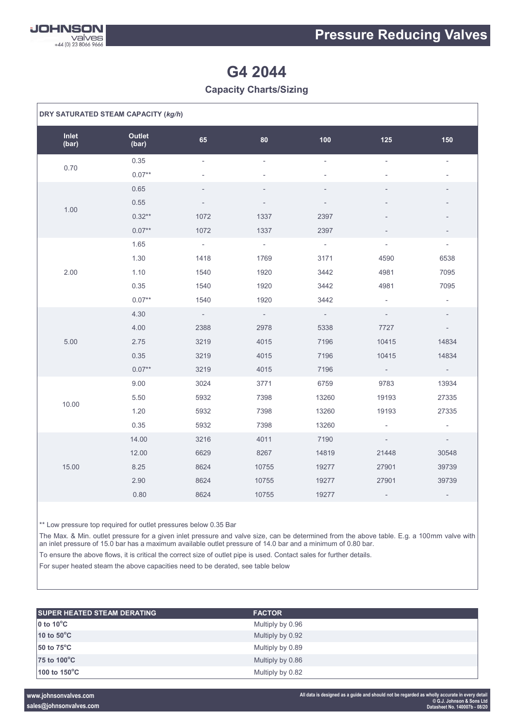# G4 2044

## Capacity Charts/Sizing

**DRY SATURATED STEAM CAPACITY (*kg/h*)**

| Inlet (bar) | Outlet (bar) | 65 | 80 | 100 | 125 | 150 |
|---|---|---|---|---|---|---|
| 0.70 | 0.35 | - | - | - | - | - |
| | 0.07** | - | - | - | - | - |
| 1.00 | 0.65 | - | - | - | - | - |
| | 0.55 | - | - | - | - | - |
| | 0.32** | 1072 | 1337 | 2397 | - | - |
| | 0.07** | 1072 | 1337 | 2397 | - | - |
| 2.00 | 1.65 | - | - | - | - | - |
| | 1.30 | 1418 | 1769 | 3171 | 4590 | 6538 |
| | 1.10 | 1540 | 1920 | 3442 | 4981 | 7095 |
| | 0.35 | 1540 | 1920 | 3442 | 4981 | 7095 |
| | 0.07** | 1540 | 1920 | 3442 | - | - |
| 5.00 | 4.30 | - | - | - | - | - |
| | 4.00 | 2388 | 2978 | 5338 | 7727 | - |
| | 2.75 | 3219 | 4015 | 7196 | 10415 | 14834 |
| | 0.35 | 3219 | 4015 | 7196 | 10415 | 14834 |
| | 0.07** | 3219 | 4015 | 7196 | - | - |
| 10.00 | 9.00 | 3024 | 3771 | 6759 | 9783 | 13934 |
| | 5.50 | 5932 | 7398 | 13260 | 19193 | 27335 |
| | 1.20 | 5932 | 7398 | 13260 | 19193 | 27335 |
| | 0.35 | 5932 | 7398 | 13260 | - | - |
| 15.00 | 14.00 | 3216 | 4011 | 7190 | - | - |
| | 12.00 | 6629 | 8267 | 14819 | 21448 | 30548 |
| | 8.25 | 8624 | 10755 | 19277 | 27901 | 39739 |
| | 2.90 | 8624 | 10755 | 19277 | 27901 | 39739 |
| | 0.80 | 8624 | 10755 | 19277 | - | - |

** Low pressure top required for outlet pressures below 0.35 Bar

The Max. & Min. outlet pressure for a given inlet pressure and valve size, can be determined from the above table. E.g. a 100mm valve with an inlet pressure of 15.0 bar has a maximum available outlet pressure of 14.0 bar and a minimum of 0.80 bar.

To ensure the above flows, it is critical the correct size of outlet pipe is used. Contact sales for further details.

For super heated steam the above capacities need to be derated, see table below

| SUPER HEATED STEAM DERATING | FACTOR |
|---|---|
| **0 to 10°C** | Multiply by 0.96 |
| **10 to 50°C** | Multiply by 0.92 |
| **50 to 75°C** | Multiply by 0.89 |
| **75 to 100°C** | Multiply by 0.86 |
| **100 to 150°C** | Multiply by 0.82 |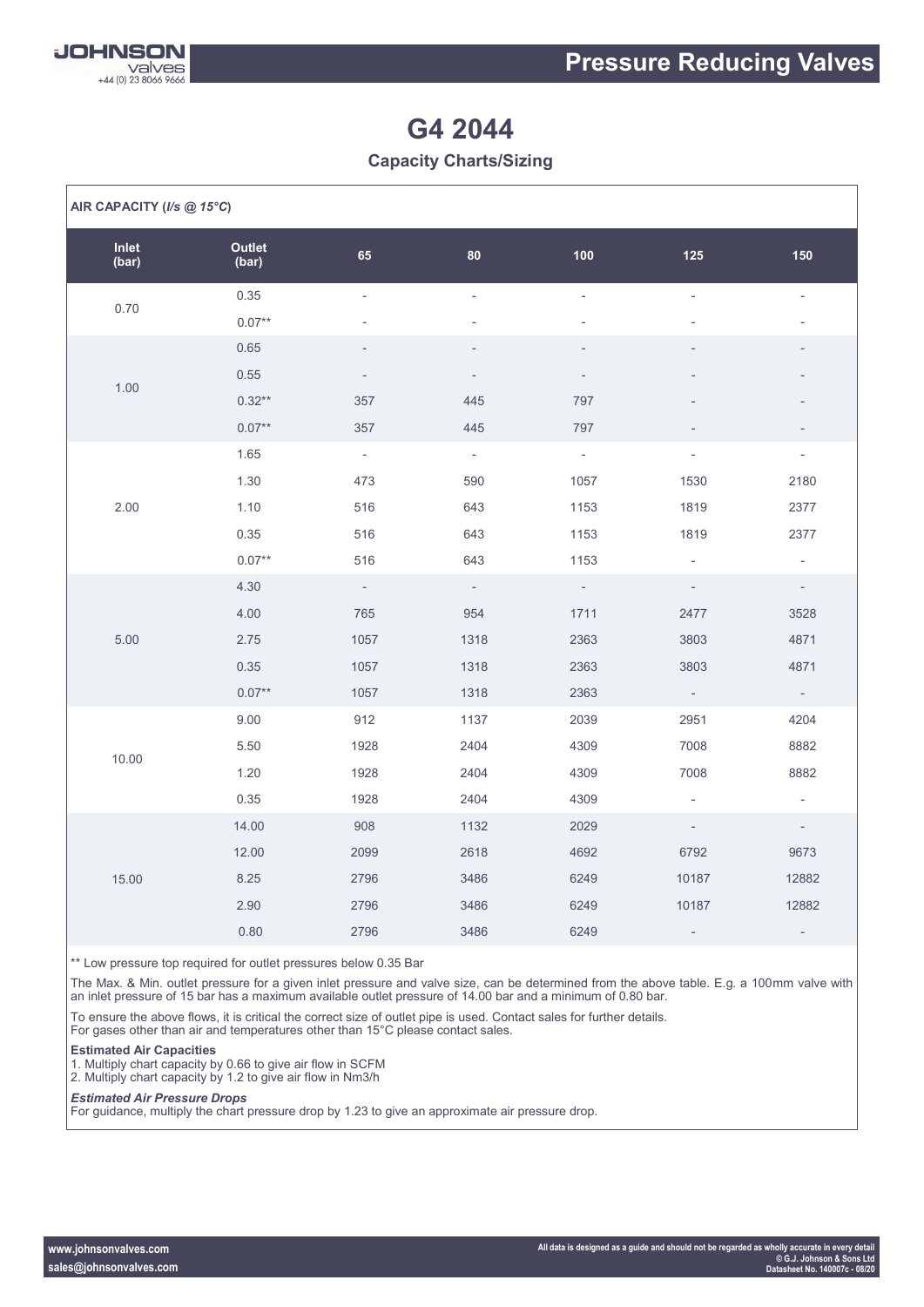## G4 2044

### Capacity Charts/Sizing

**AIR CAPACITY (*l/s @ 15°C*)**

| Inlet (bar) | Outlet (bar) | 65 | 80 | 100 | 125 | 150 |
|---|---|---|---|---|---|---|
| 0.70 | 0.35 | - | - | - | - | - |
| | 0.07** | - | - | - | - | - |
| 1.00 | 0.65 | - | - | - | - | - |
| | 0.55 | - | - | - | - | - |
| | 0.32** | 357 | 445 | 797 | - | - |
| | 0.07** | 357 | 445 | 797 | - | - |
| 2.00 | 1.65 | - | - | - | - | - |
| | 1.30 | 473 | 590 | 1057 | 1530 | 2180 |
| | 1.10 | 516 | 643 | 1153 | 1819 | 2377 |
| | 0.35 | 516 | 643 | 1153 | 1819 | 2377 |
| | 0.07** | 516 | 643 | 1153 | - | - |
| 5.00 | 4.30 | - | - | - | - | - |
| | 4.00 | 765 | 954 | 1711 | 2477 | 3528 |
| | 2.75 | 1057 | 1318 | 2363 | 3803 | 4871 |
| | 0.35 | 1057 | 1318 | 2363 | 3803 | 4871 |
| | 0.07** | 1057 | 1318 | 2363 | - | - |
| 10.00 | 9.00 | 912 | 1137 | 2039 | 2951 | 4204 |
| | 5.50 | 1928 | 2404 | 4309 | 7008 | 8882 |
| | 1.20 | 1928 | 2404 | 4309 | 7008 | 8882 |
| | 0.35 | 1928 | 2404 | 4309 | - | - |
| 15.00 | 14.00 | 908 | 1132 | 2029 | - | - |
| | 12.00 | 2099 | 2618 | 4692 | 6792 | 9673 |
| | 8.25 | 2796 | 3486 | 6249 | 10187 | 12882 |
| | 2.90 | 2796 | 3486 | 6249 | 10187 | 12882 |
| | 0.80 | 2796 | 3486 | 6249 | - | - |

** Low pressure top required for outlet pressures below 0.35 Bar

The Max. & Min. outlet pressure for a given inlet pressure and valve size, can be determined from the above table. E.g. a 100mm valve with an inlet pressure of 15 bar has a maximum available outlet pressure of 14.00 bar and a minimum of 0.80 bar.

To ensure the above flows, it is critical the correct size of outlet pipe is used. Contact sales for further details.
For gases other than air and temperatures other than 15°C please contact sales.

**Estimated Air Capacities**

1. Multiply chart capacity by 0.66 to give air flow in SCFM
2. Multiply chart capacity by 1.2 to give air flow in Nm3/h

***Estimated Air Pressure Drops***

For guidance, multiply the chart pressure drop by 1.23 to give an approximate air pressure drop.